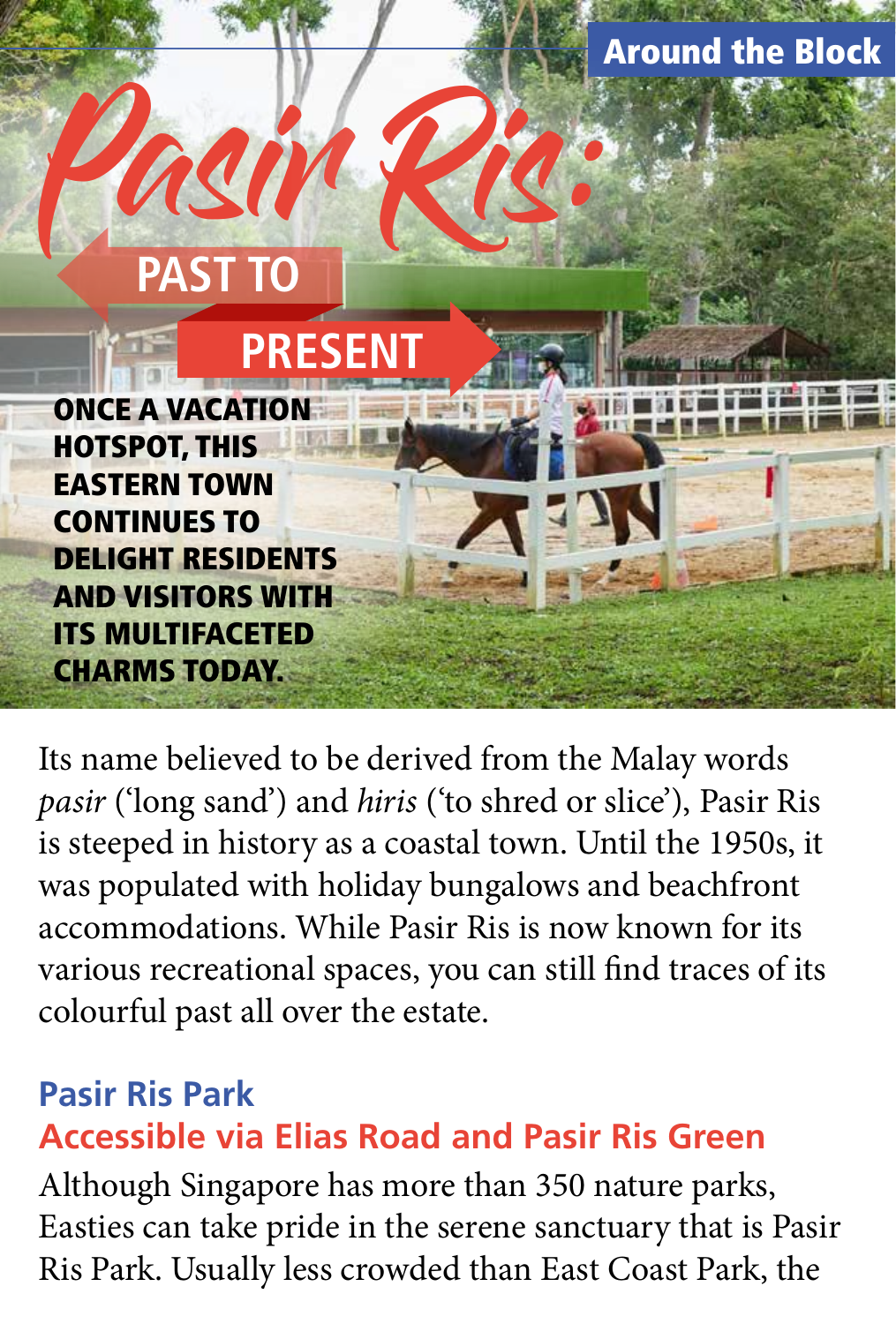Around the Block

# Pasir Ris: PAST TO PRESENT

**ONCE A VACATION HOTSPOT, THIS EASTERN TOWN CONTINUES TO DELIGHT RESIDENTS AND VISITORS WITH ITS MULTIFACETED CHARMS TODAY.**

Its name believed to be derived from the Malay words *pasir* ('long sand') and *hiris* ('to shred or slice'), Pasir Ris is steeped in history as a coastal town. Until the 1950s, it was populated with holiday bungalows and beachfront accommodations. While Pasir Ris is now known for its various recreational spaces, you can still find traces of its colourful past all over the estate.

## Pasir Ris Park

### Accessible via Elias Road and Pasir Ris Green

Although Singapore has more than 350 nature parks, Easties can take pride in the serene sanctuary that is Pasir Ris Park. Usually less crowded than East Coast Park, the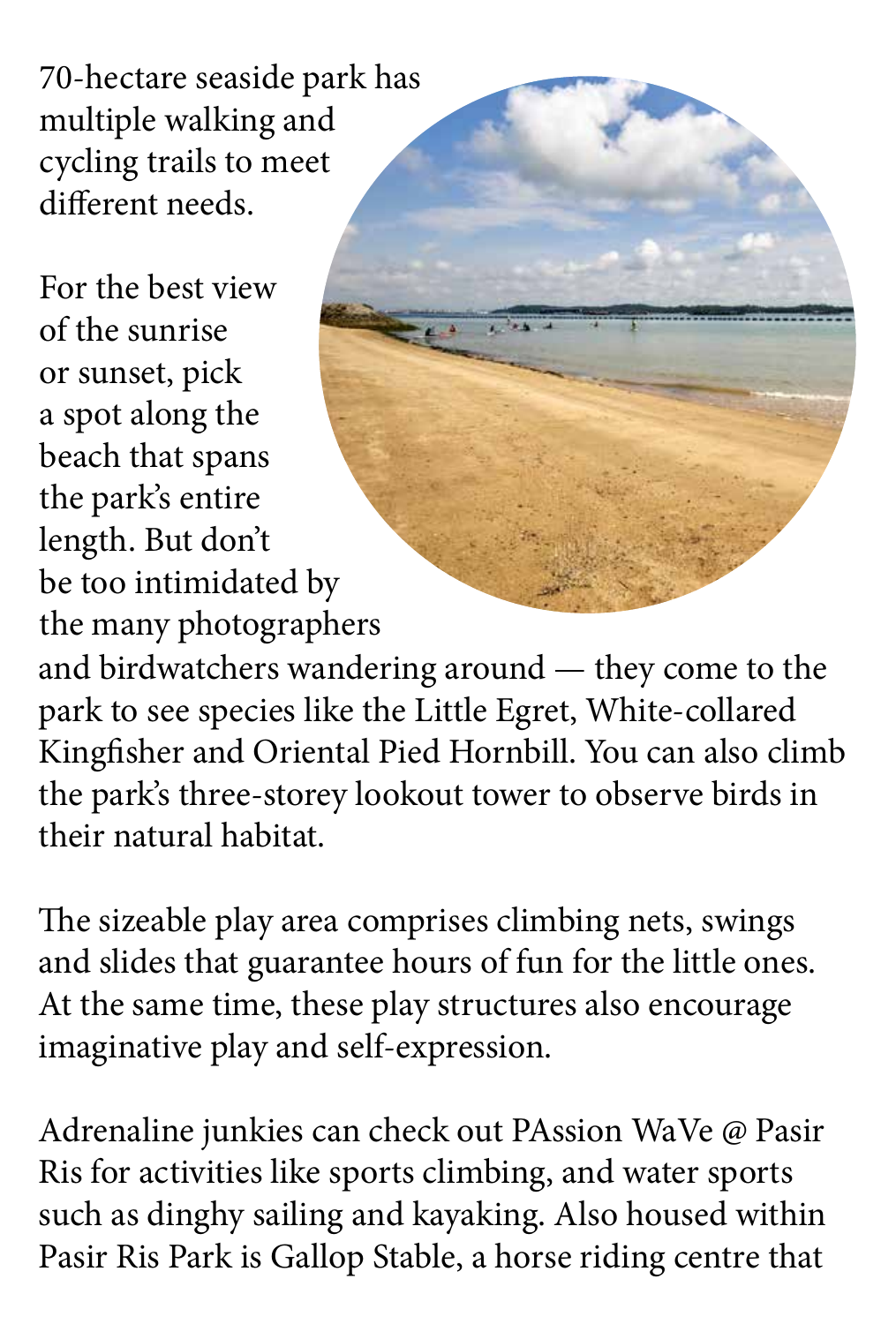70-hectare seaside park has multiple walking and cycling trails to meet different needs.

For the best view of the sunrise or sunset, pick a spot along the beach that spans the park's entire length. But don't be too intimidated by the many photographers and birdwatchers wandering around — they come to the park to see species like the Little Egret, White-collared Kingfisher and Oriental Pied Hornbill. You can also climb the park's three-storey lookout tower to observe birds in their natural habitat.

The sizeable play area comprises climbing nets, swings and slides that guarantee hours of fun for the little ones. At the same time, these play structures also encourage imaginative play and self-expression.

Adrenaline junkies can check out PAssion WaVe @ Pasir Ris for activities like sports climbing, and water sports such as dinghy sailing and kayaking. Also housed within Pasir Ris Park is Gallop Stable, a horse riding centre that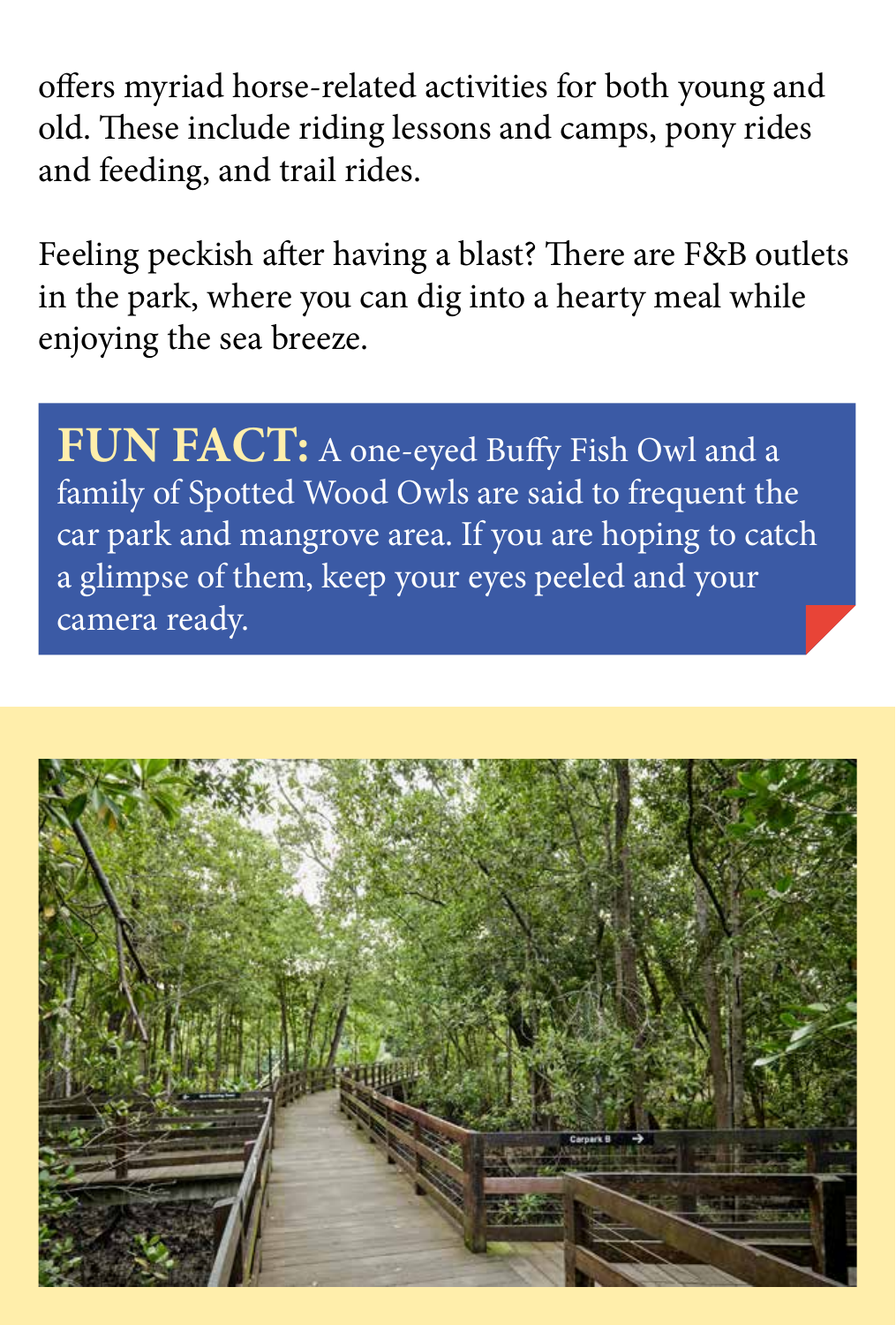offers myriad horse-related activities for both young and old. These include riding lessons and camps, pony rides and feeding, and trail rides.

Feeling peckish after having a blast? There are F&B outlets in the park, where you can dig into a hearty meal while enjoying the sea breeze.

**FUN FACT:** A one-eyed Buffy Fish Owl and a family of Spotted Wood Owls are said to frequent the car park and mangrove area. If you are hoping to catch a glimpse of them, keep your eyes peeled and your camera ready.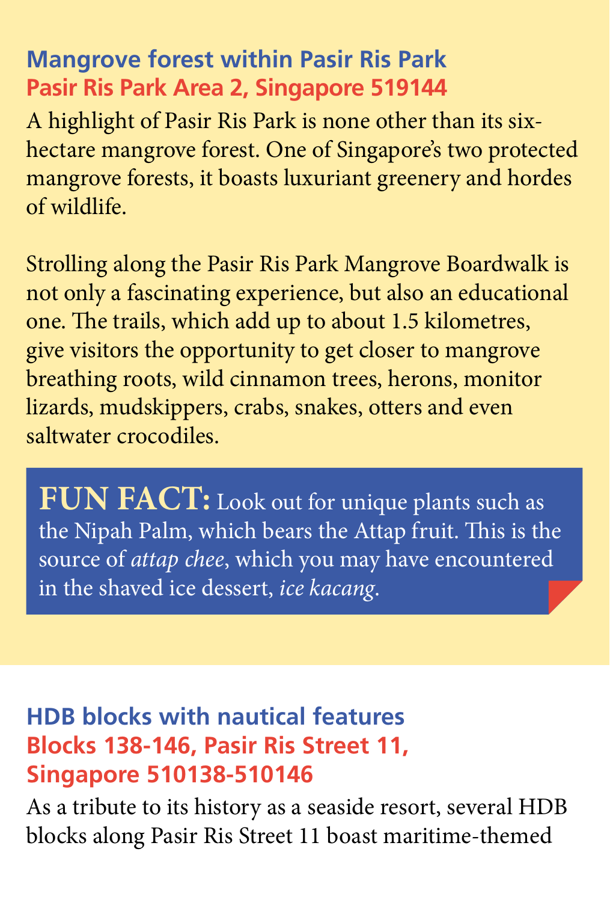## Mangrove forest within Pasir Ris Park

**Pasir Ris Park Area 2, Singapore 519144**

A highlight of Pasir Ris Park is none other than its six-hectare mangrove forest. One of Singapore's two protected mangrove forests, it boasts luxuriant greenery and hordes of wildlife.

Strolling along the Pasir Ris Park Mangrove Boardwalk is not only a fascinating experience, but also an educational one. The trails, which add up to about 1.5 kilometres, give visitors the opportunity to get closer to mangrove breathing roots, wild cinnamon trees, herons, monitor lizards, mudskippers, crabs, snakes, otters and even saltwater crocodiles.

> **FUN FACT:** Look out for unique plants such as the Nipah Palm, which bears the Attap fruit. This is the source of *attap chee*, which you may have encountered in the shaved ice dessert, *ice kacang*.

## HDB blocks with nautical features

**Blocks 138-146, Pasir Ris Street 11, Singapore 510138-510146**

As a tribute to its history as a seaside resort, several HDB blocks along Pasir Ris Street 11 boast maritime-themed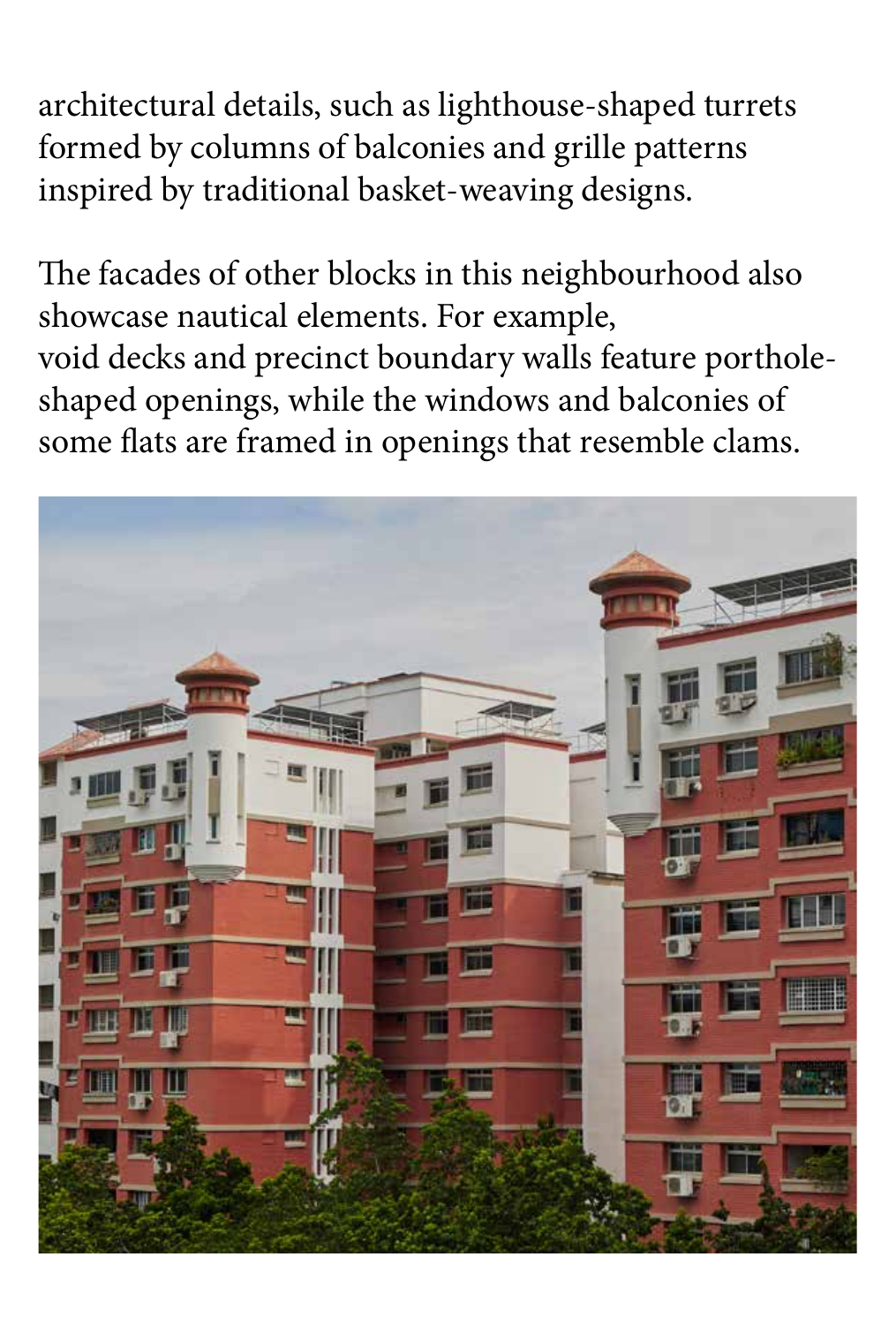architectural details, such as lighthouse-shaped turrets formed by columns of balconies and grille patterns inspired by traditional basket-weaving designs.

The facades of other blocks in this neighbourhood also showcase nautical elements. For example, void decks and precinct boundary walls feature porthole-shaped openings, while the windows and balconies of some flats are framed in openings that resemble clams.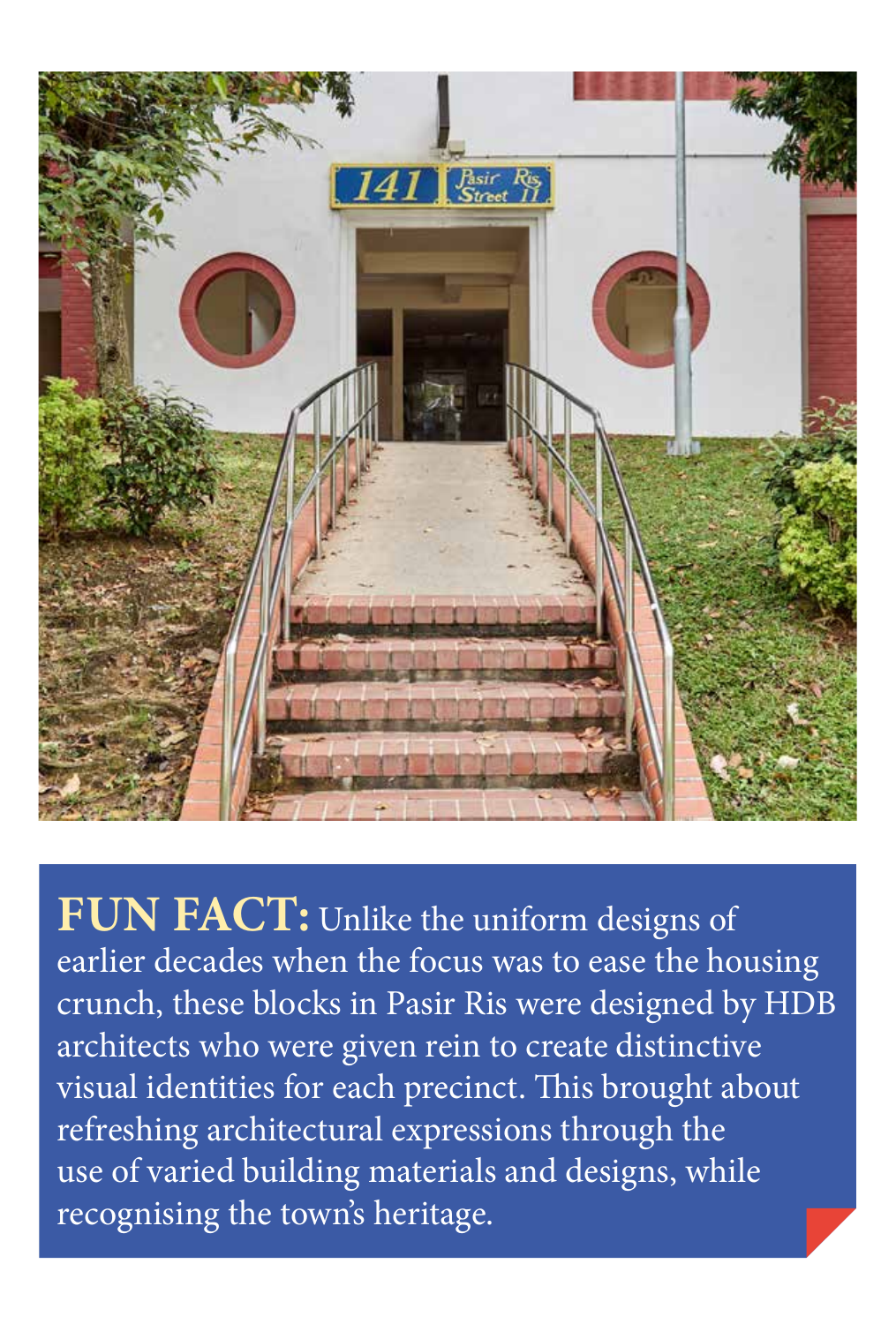**FUN FACT:** Unlike the uniform designs of earlier decades when the focus was to ease the housing crunch, these blocks in Pasir Ris were designed by HDB architects who were given rein to create distinctive visual identities for each precinct. This brought about refreshing architectural expressions through the use of varied building materials and designs, while recognising the town's heritage.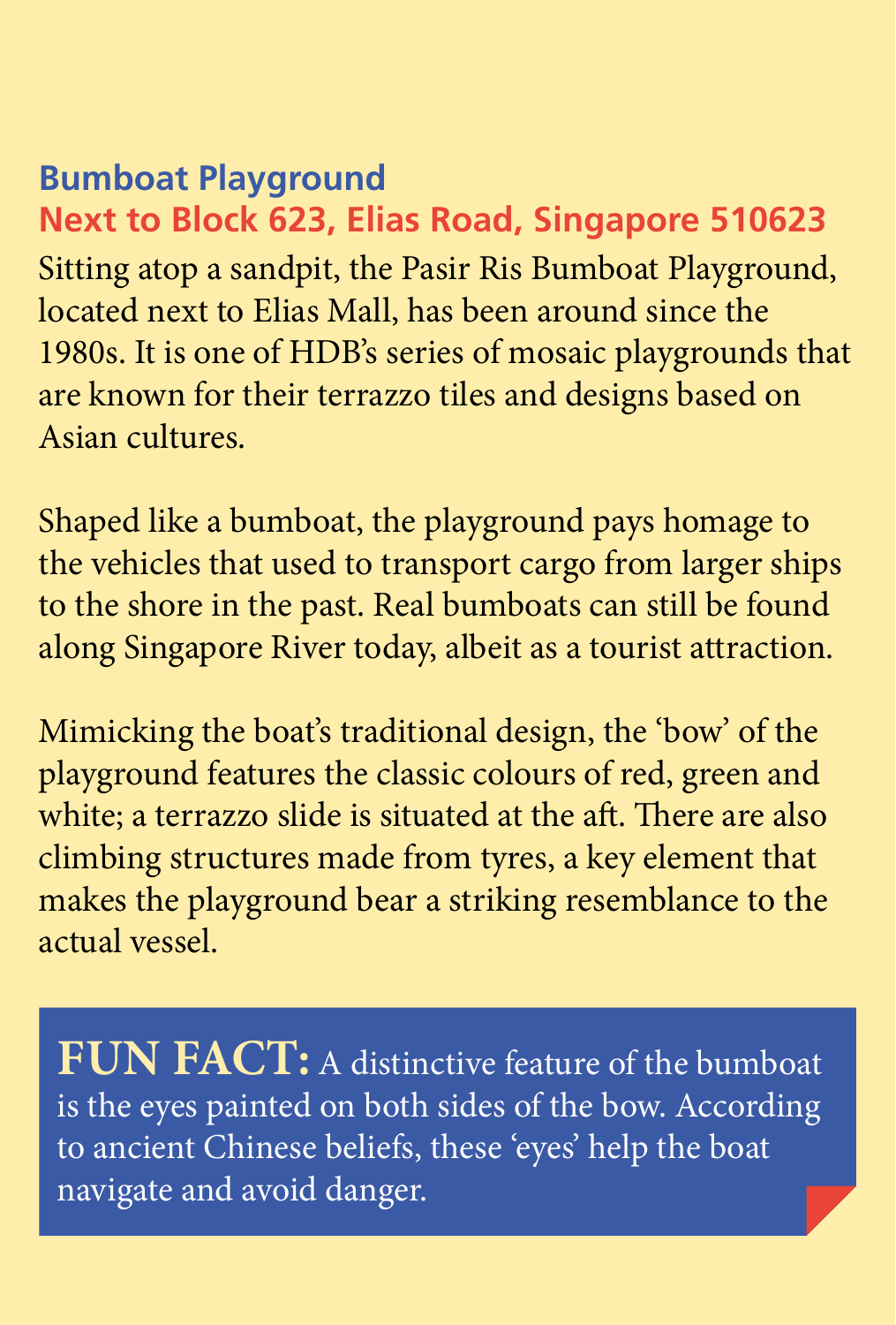## Bumboat Playground

**Next to Block 623, Elias Road, Singapore 510623**

Sitting atop a sandpit, the Pasir Ris Bumboat Playground, located next to Elias Mall, has been around since the 1980s. It is one of HDB's series of mosaic playgrounds that are known for their terrazzo tiles and designs based on Asian cultures.

Shaped like a bumboat, the playground pays homage to the vehicles that used to transport cargo from larger ships to the shore in the past. Real bumboats can still be found along Singapore River today, albeit as a tourist attraction.

Mimicking the boat's traditional design, the 'bow' of the playground features the classic colours of red, green and white; a terrazzo slide is situated at the aft. There are also climbing structures made from tyres, a key element that makes the playground bear a striking resemblance to the actual vessel.

**FUN FACT:** A distinctive feature of the bumboat is the eyes painted on both sides of the bow. According to ancient Chinese beliefs, these 'eyes' help the boat navigate and avoid danger.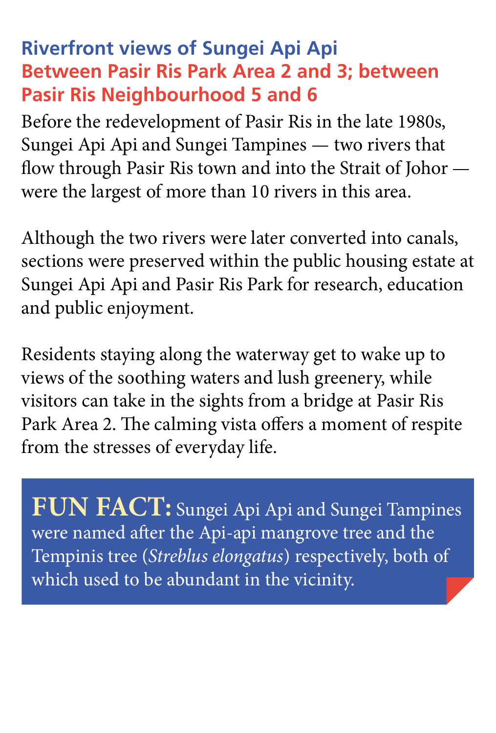## Riverfront views of Sungei Api Api

### Between Pasir Ris Park Area 2 and 3; between Pasir Ris Neighbourhood 5 and 6

Before the redevelopment of Pasir Ris in the late 1980s, Sungei Api Api and Sungei Tampines — two rivers that flow through Pasir Ris town and into the Strait of Johor — were the largest of more than 10 rivers in this area.

Although the two rivers were later converted into canals, sections were preserved within the public housing estate at Sungei Api Api and Pasir Ris Park for research, education and public enjoyment.

Residents staying along the waterway get to wake up to views of the soothing waters and lush greenery, while visitors can take in the sights from a bridge at Pasir Ris Park Area 2. The calming vista offers a moment of respite from the stresses of everyday life.

**FUN FACT:** Sungei Api Api and Sungei Tampines were named after the Api-api mangrove tree and the Tempinis tree (*Streblus elongatus*) respectively, both of which used to be abundant in the vicinity.